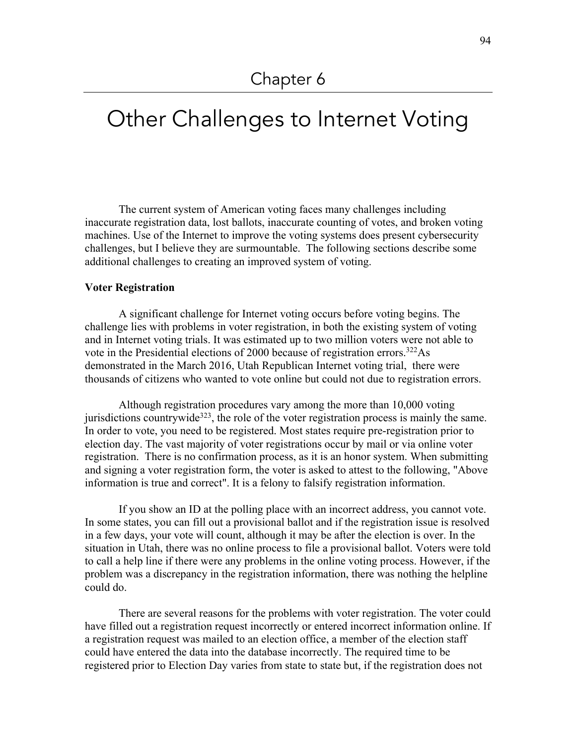# Chapter 6

# Other Challenges to Internet Voting

The current system of American voting faces many challenges including inaccurate registration data, lost ballots, inaccurate counting of votes, and broken voting machines. Use of the Internet to improve the voting systems does present cybersecurity challenges, but I believe they are surmountable. The following sections describe some additional challenges to creating an improved system of voting.

**Voter Registration**

A significant challenge for Internet voting occurs before voting begins. The challenge lies with problems in voter registration, in both the existing system of voting and in Internet voting trials. It was estimated up to two million voters were not able to vote in the Presidential elections of 2000 because of registration errors.[322]As demonstrated in the March 2016, Utah Republican Internet voting trial, there were thousands of citizens who wanted to vote online but could not due to registration errors.

Although registration procedures vary among the more than 10,000 voting jurisdictions countrywide[323], the role of the voter registration process is mainly the same. In order to vote, you need to be registered. Most states require pre-registration prior to election day. The vast majority of voter registrations occur by mail or via online voter registration. There is no confirmation process, as it is an honor system. When submitting and signing a voter registration form, the voter is asked to attest to the following, "Above information is true and correct". It is a felony to falsify registration information.

If you show an ID at the polling place with an incorrect address, you cannot vote. In some states, you can fill out a provisional ballot and if the registration issue is resolved in a few days, your vote will count, although it may be after the election is over. In the situation in Utah, there was no online process to file a provisional ballot. Voters were told to call a help line if there were any problems in the online voting process. However, if the problem was a discrepancy in the registration information, there was nothing the helpline could do.

There are several reasons for the problems with voter registration. The voter could have filled out a registration request incorrectly or entered incorrect information online. If a registration request was mailed to an election office, a member of the election staff could have entered the data into the database incorrectly. The required time to be registered prior to Election Day varies from state to state but, if the registration does not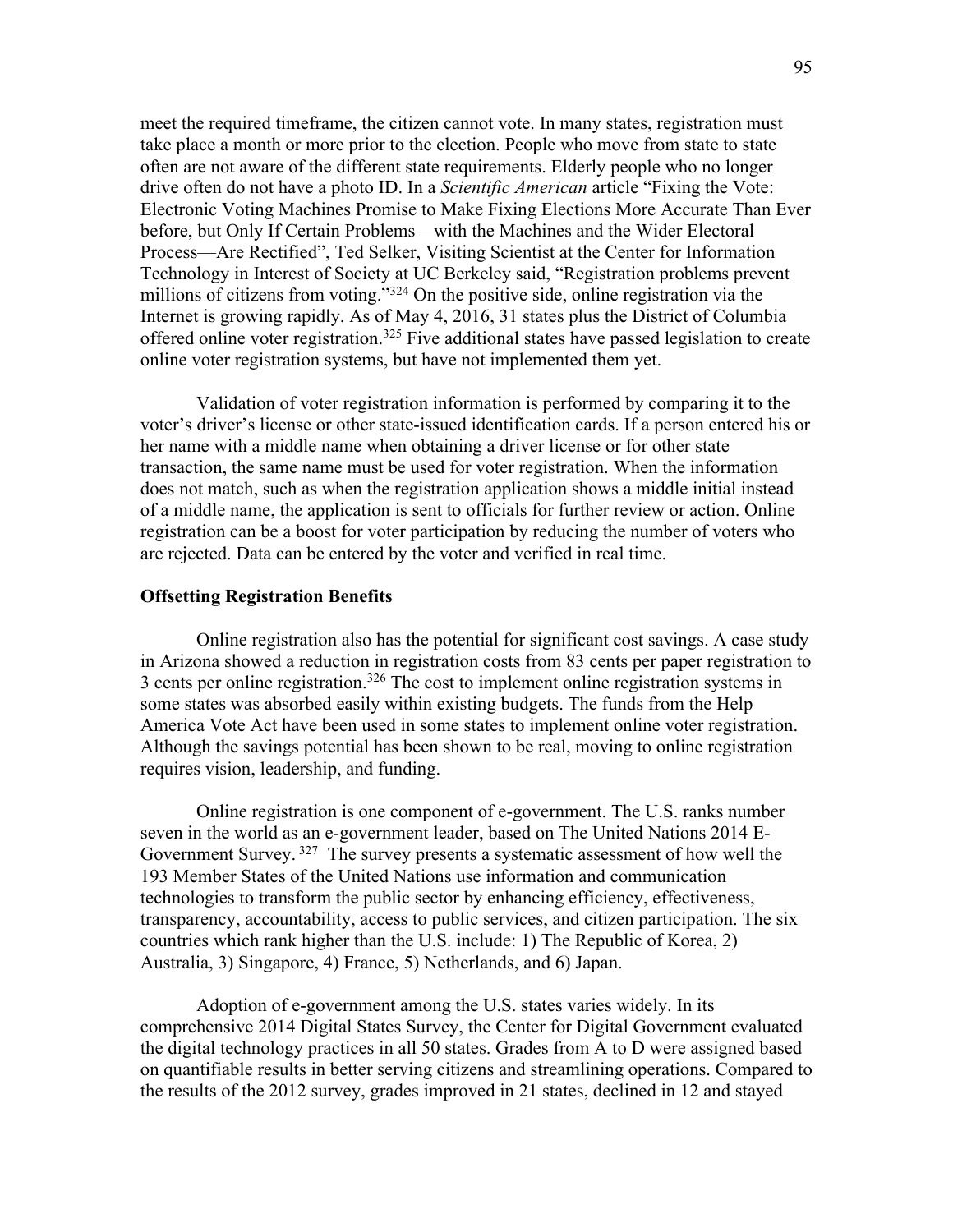meet the required timeframe, the citizen cannot vote. In many states, registration must take place a month or more prior to the election. People who move from state to state often are not aware of the different state requirements. Elderly people who no longer drive often do not have a photo ID. In a *Scientific American* article "Fixing the Vote: Electronic Voting Machines Promise to Make Fixing Elections More Accurate Than Ever before, but Only If Certain Problems—with the Machines and the Wider Electoral Process—Are Rectified", Ted Selker, Visiting Scientist at the Center for Information Technology in Interest of Society at UC Berkeley said, "Registration problems prevent millions of citizens from voting."[324] On the positive side, online registration via the Internet is growing rapidly. As of May 4, 2016, 31 states plus the District of Columbia offered online voter registration.[325] Five additional states have passed legislation to create online voter registration systems, but have not implemented them yet.

Validation of voter registration information is performed by comparing it to the voter's driver's license or other state-issued identification cards. If a person entered his or her name with a middle name when obtaining a driver license or for other state transaction, the same name must be used for voter registration. When the information does not match, such as when the registration application shows a middle initial instead of a middle name, the application is sent to officials for further review or action. Online registration can be a boost for voter participation by reducing the number of voters who are rejected. Data can be entered by the voter and verified in real time.

**Offsetting Registration Benefits**

Online registration also has the potential for significant cost savings. A case study in Arizona showed a reduction in registration costs from 83 cents per paper registration to 3 cents per online registration.[326] The cost to implement online registration systems in some states was absorbed easily within existing budgets. The funds from the Help America Vote Act have been used in some states to implement online voter registration. Although the savings potential has been shown to be real, moving to online registration requires vision, leadership, and funding.

Online registration is one component of e-government. The U.S. ranks number seven in the world as an e-government leader, based on The United Nations 2014 E-Government Survey.[327] The survey presents a systematic assessment of how well the 193 Member States of the United Nations use information and communication technologies to transform the public sector by enhancing efficiency, effectiveness, transparency, accountability, access to public services, and citizen participation. The six countries which rank higher than the U.S. include: 1) The Republic of Korea, 2) Australia, 3) Singapore, 4) France, 5) Netherlands, and 6) Japan.

Adoption of e-government among the U.S. states varies widely. In its comprehensive 2014 Digital States Survey, the Center for Digital Government evaluated the digital technology practices in all 50 states. Grades from A to D were assigned based on quantifiable results in better serving citizens and streamlining operations. Compared to the results of the 2012 survey, grades improved in 21 states, declined in 12 and stayed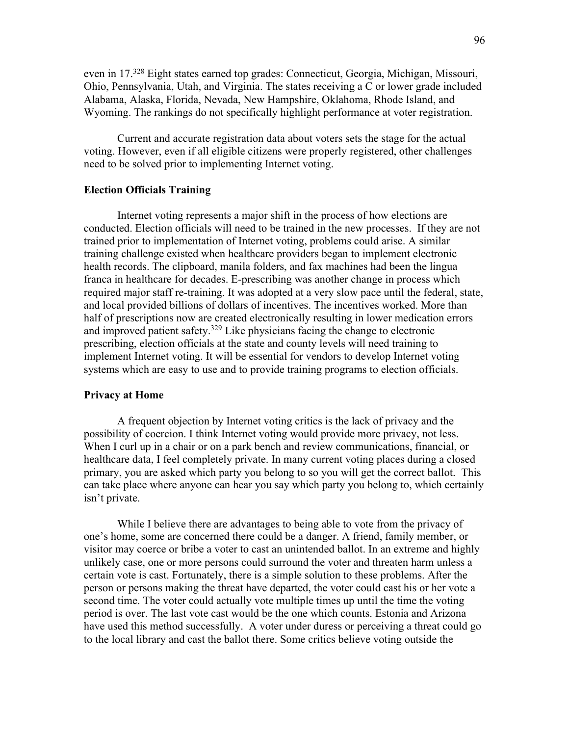even in 17.[328] Eight states earned top grades: Connecticut, Georgia, Michigan, Missouri, Ohio, Pennsylvania, Utah, and Virginia. The states receiving a C or lower grade included Alabama, Alaska, Florida, Nevada, New Hampshire, Oklahoma, Rhode Island, and Wyoming. The rankings do not specifically highlight performance at voter registration.

Current and accurate registration data about voters sets the stage for the actual voting. However, even if all eligible citizens were properly registered, other challenges need to be solved prior to implementing Internet voting.

### Election Officials Training

Internet voting represents a major shift in the process of how elections are conducted. Election officials will need to be trained in the new processes. If they are not trained prior to implementation of Internet voting, problems could arise. A similar training challenge existed when healthcare providers began to implement electronic health records. The clipboard, manila folders, and fax machines had been the lingua franca in healthcare for decades. E-prescribing was another change in process which required major staff re-training. It was adopted at a very slow pace until the federal, state, and local provided billions of dollars of incentives. The incentives worked. More than half of prescriptions now are created electronically resulting in lower medication errors and improved patient safety.[329] Like physicians facing the change to electronic prescribing, election officials at the state and county levels will need training to implement Internet voting. It will be essential for vendors to develop Internet voting systems which are easy to use and to provide training programs to election officials.

### Privacy at Home

A frequent objection by Internet voting critics is the lack of privacy and the possibility of coercion. I think Internet voting would provide more privacy, not less. When I curl up in a chair or on a park bench and review communications, financial, or healthcare data, I feel completely private. In many current voting places during a closed primary, you are asked which party you belong to so you will get the correct ballot. This can take place where anyone can hear you say which party you belong to, which certainly isn't private.

While I believe there are advantages to being able to vote from the privacy of one's home, some are concerned there could be a danger. A friend, family member, or visitor may coerce or bribe a voter to cast an unintended ballot. In an extreme and highly unlikely case, one or more persons could surround the voter and threaten harm unless a certain vote is cast. Fortunately, there is a simple solution to these problems. After the person or persons making the threat have departed, the voter could cast his or her vote a second time. The voter could actually vote multiple times up until the time the voting period is over. The last vote cast would be the one which counts. Estonia and Arizona have used this method successfully. A voter under duress or perceiving a threat could go to the local library and cast the ballot there. Some critics believe voting outside the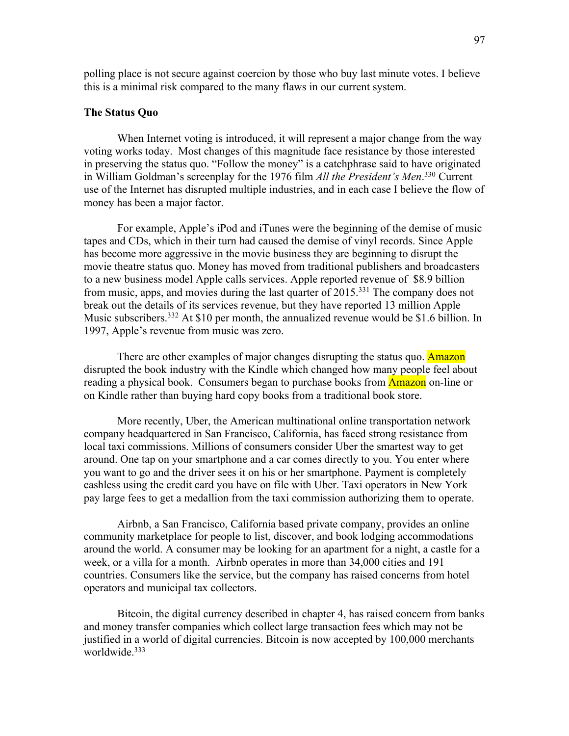polling place is not secure against coercion by those who buy last minute votes. I believe this is a minimal risk compared to the many flaws in our current system.

**The Status Quo**

When Internet voting is introduced, it will represent a major change from the way voting works today. Most changes of this magnitude face resistance by those interested in preserving the status quo. "Follow the money" is a catchphrase said to have originated in William Goldman's screenplay for the 1976 film *All the President's Men*.[330] Current use of the Internet has disrupted multiple industries, and in each case I believe the flow of money has been a major factor.

For example, Apple's iPod and iTunes were the beginning of the demise of music tapes and CDs, which in their turn had caused the demise of vinyl records. Since Apple has become more aggressive in the movie business they are beginning to disrupt the movie theatre status quo. Money has moved from traditional publishers and broadcasters to a new business model Apple calls services. Apple reported revenue of $8.9 billion from music, apps, and movies during the last quarter of 2015.[331] The company does not break out the details of its services revenue, but they have reported 13 million Apple Music subscribers.[332] At $10 per month, the annualized revenue would be $1.6 billion. In 1997, Apple's revenue from music was zero.

There are other examples of major changes disrupting the status quo. Amazon disrupted the book industry with the Kindle which changed how many people feel about reading a physical book. Consumers began to purchase books from Amazon on-line or on Kindle rather than buying hard copy books from a traditional book store.

More recently, Uber, the American multinational online transportation network company headquartered in San Francisco, California, has faced strong resistance from local taxi commissions. Millions of consumers consider Uber the smartest way to get around. One tap on your smartphone and a car comes directly to you. You enter where you want to go and the driver sees it on his or her smartphone. Payment is completely cashless using the credit card you have on file with Uber. Taxi operators in New York pay large fees to get a medallion from the taxi commission authorizing them to operate.

Airbnb, a San Francisco, California based private company, provides an online community marketplace for people to list, discover, and book lodging accommodations around the world. A consumer may be looking for an apartment for a night, a castle for a week, or a villa for a month. Airbnb operates in more than 34,000 cities and 191 countries. Consumers like the service, but the company has raised concerns from hotel operators and municipal tax collectors.

Bitcoin, the digital currency described in chapter 4, has raised concern from banks and money transfer companies which collect large transaction fees which may not be justified in a world of digital currencies. Bitcoin is now accepted by 100,000 merchants worldwide.[333]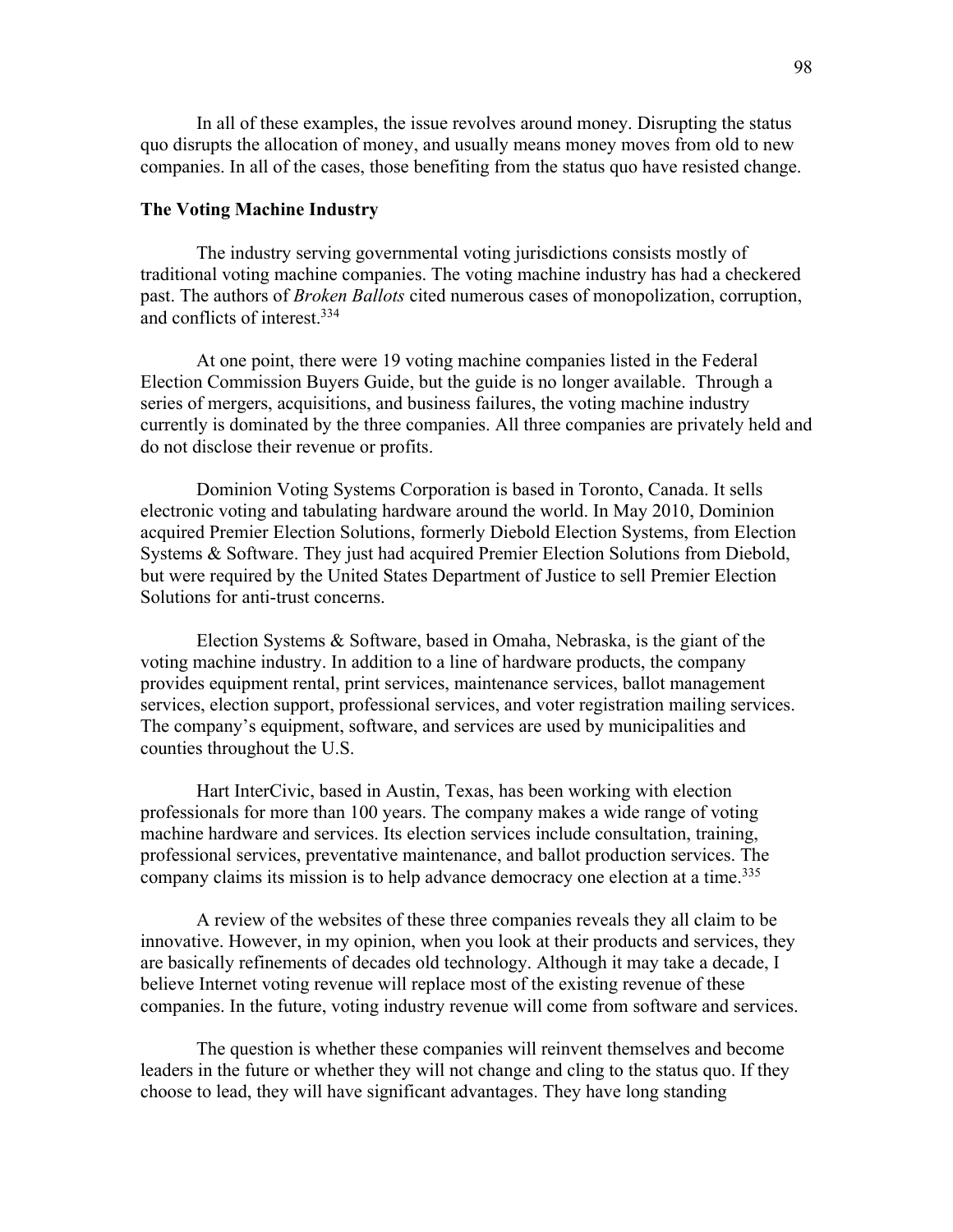In all of these examples, the issue revolves around money. Disrupting the status quo disrupts the allocation of money, and usually means money moves from old to new companies. In all of the cases, those benefiting from the status quo have resisted change.

**The Voting Machine Industry**

The industry serving governmental voting jurisdictions consists mostly of traditional voting machine companies. The voting machine industry has had a checkered past. The authors of *Broken Ballots* cited numerous cases of monopolization, corruption, and conflicts of interest.[334]

At one point, there were 19 voting machine companies listed in the Federal Election Commission Buyers Guide, but the guide is no longer available. Through a series of mergers, acquisitions, and business failures, the voting machine industry currently is dominated by the three companies. All three companies are privately held and do not disclose their revenue or profits.

Dominion Voting Systems Corporation is based in Toronto, Canada. It sells electronic voting and tabulating hardware around the world. In May 2010, Dominion acquired Premier Election Solutions, formerly Diebold Election Systems, from Election Systems & Software. They just had acquired Premier Election Solutions from Diebold, but were required by the United States Department of Justice to sell Premier Election Solutions for anti-trust concerns.

Election Systems & Software, based in Omaha, Nebraska, is the giant of the voting machine industry. In addition to a line of hardware products, the company provides equipment rental, print services, maintenance services, ballot management services, election support, professional services, and voter registration mailing services. The company's equipment, software, and services are used by municipalities and counties throughout the U.S.

Hart InterCivic, based in Austin, Texas, has been working with election professionals for more than 100 years. The company makes a wide range of voting machine hardware and services. Its election services include consultation, training, professional services, preventative maintenance, and ballot production services. The company claims its mission is to help advance democracy one election at a time.[335]

A review of the websites of these three companies reveals they all claim to be innovative. However, in my opinion, when you look at their products and services, they are basically refinements of decades old technology. Although it may take a decade, I believe Internet voting revenue will replace most of the existing revenue of these companies. In the future, voting industry revenue will come from software and services.

The question is whether these companies will reinvent themselves and become leaders in the future or whether they will not change and cling to the status quo. If they choose to lead, they will have significant advantages. They have long standing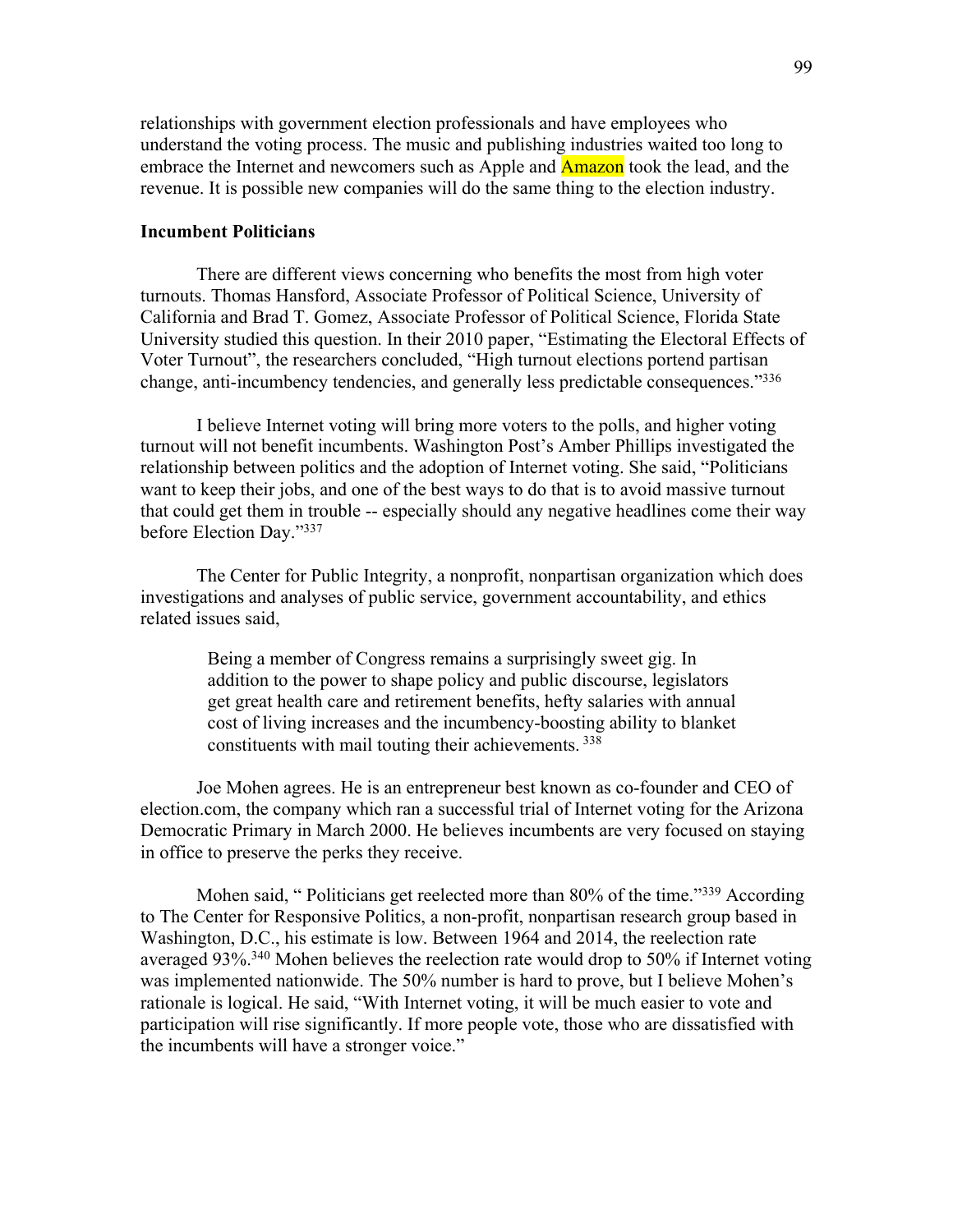relationships with government election professionals and have employees who understand the voting process. The music and publishing industries waited too long to embrace the Internet and newcomers such as Apple and Amazon took the lead, and the revenue. It is possible new companies will do the same thing to the election industry.

**Incumbent Politicians**

There are different views concerning who benefits the most from high voter turnouts. Thomas Hansford, Associate Professor of Political Science, University of California and Brad T. Gomez, Associate Professor of Political Science, Florida State University studied this question. In their 2010 paper, "Estimating the Electoral Effects of Voter Turnout", the researchers concluded, "High turnout elections portend partisan change, anti-incumbency tendencies, and generally less predictable consequences."[336]

I believe Internet voting will bring more voters to the polls, and higher voting turnout will not benefit incumbents. Washington Post's Amber Phillips investigated the relationship between politics and the adoption of Internet voting. She said, "Politicians want to keep their jobs, and one of the best ways to do that is to avoid massive turnout that could get them in trouble -- especially should any negative headlines come their way before Election Day."[337]

The Center for Public Integrity, a nonprofit, nonpartisan organization which does investigations and analyses of public service, government accountability, and ethics related issues said,

> Being a member of Congress remains a surprisingly sweet gig. In addition to the power to shape policy and public discourse, legislators get great health care and retirement benefits, hefty salaries with annual cost of living increases and the incumbency-boosting ability to blanket constituents with mail touting their achievements. [338]

Joe Mohen agrees. He is an entrepreneur best known as co-founder and CEO of election.com, the company which ran a successful trial of Internet voting for the Arizona Democratic Primary in March 2000. He believes incumbents are very focused on staying in office to preserve the perks they receive.

Mohen said, " Politicians get reelected more than 80% of the time."[339] According to The Center for Responsive Politics, a non-profit, nonpartisan research group based in Washington, D.C., his estimate is low. Between 1964 and 2014, the reelection rate averaged 93%.[340] Mohen believes the reelection rate would drop to 50% if Internet voting was implemented nationwide. The 50% number is hard to prove, but I believe Mohen's rationale is logical. He said, "With Internet voting, it will be much easier to vote and participation will rise significantly. If more people vote, those who are dissatisfied with the incumbents will have a stronger voice."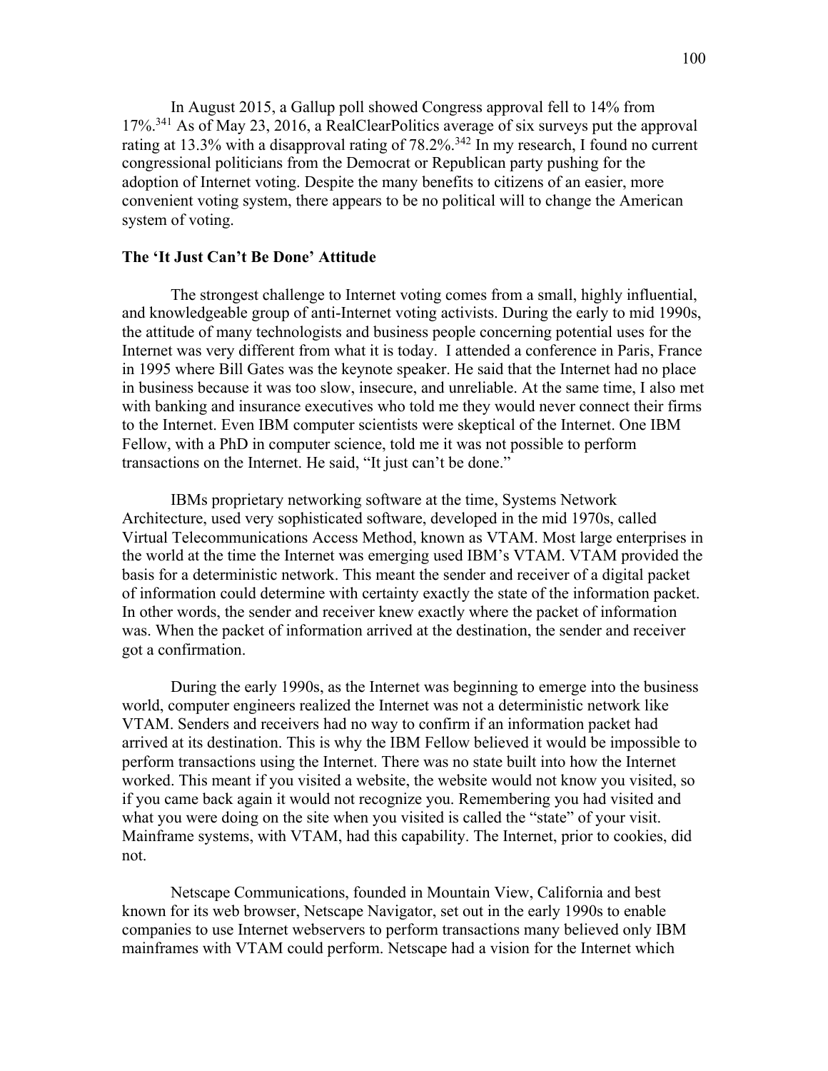In August 2015, a Gallup poll showed Congress approval fell to 14% from 17%.[341] As of May 23, 2016, a RealClearPolitics average of six surveys put the approval rating at 13.3% with a disapproval rating of 78.2%.[342] In my research, I found no current congressional politicians from the Democrat or Republican party pushing for the adoption of Internet voting. Despite the many benefits to citizens of an easier, more convenient voting system, there appears to be no political will to change the American system of voting.

**The 'It Just Can't Be Done' Attitude**

The strongest challenge to Internet voting comes from a small, highly influential, and knowledgeable group of anti-Internet voting activists. During the early to mid 1990s, the attitude of many technologists and business people concerning potential uses for the Internet was very different from what it is today. I attended a conference in Paris, France in 1995 where Bill Gates was the keynote speaker. He said that the Internet had no place in business because it was too slow, insecure, and unreliable. At the same time, I also met with banking and insurance executives who told me they would never connect their firms to the Internet. Even IBM computer scientists were skeptical of the Internet. One IBM Fellow, with a PhD in computer science, told me it was not possible to perform transactions on the Internet. He said, "It just can't be done."

IBMs proprietary networking software at the time, Systems Network Architecture, used very sophisticated software, developed in the mid 1970s, called Virtual Telecommunications Access Method, known as VTAM. Most large enterprises in the world at the time the Internet was emerging used IBM's VTAM. VTAM provided the basis for a deterministic network. This meant the sender and receiver of a digital packet of information could determine with certainty exactly the state of the information packet. In other words, the sender and receiver knew exactly where the packet of information was. When the packet of information arrived at the destination, the sender and receiver got a confirmation.

During the early 1990s, as the Internet was beginning to emerge into the business world, computer engineers realized the Internet was not a deterministic network like VTAM. Senders and receivers had no way to confirm if an information packet had arrived at its destination. This is why the IBM Fellow believed it would be impossible to perform transactions using the Internet. There was no state built into how the Internet worked. This meant if you visited a website, the website would not know you visited, so if you came back again it would not recognize you. Remembering you had visited and what you were doing on the site when you visited is called the "state" of your visit. Mainframe systems, with VTAM, had this capability. The Internet, prior to cookies, did not.

Netscape Communications, founded in Mountain View, California and best known for its web browser, Netscape Navigator, set out in the early 1990s to enable companies to use Internet webservers to perform transactions many believed only IBM mainframes with VTAM could perform. Netscape had a vision for the Internet which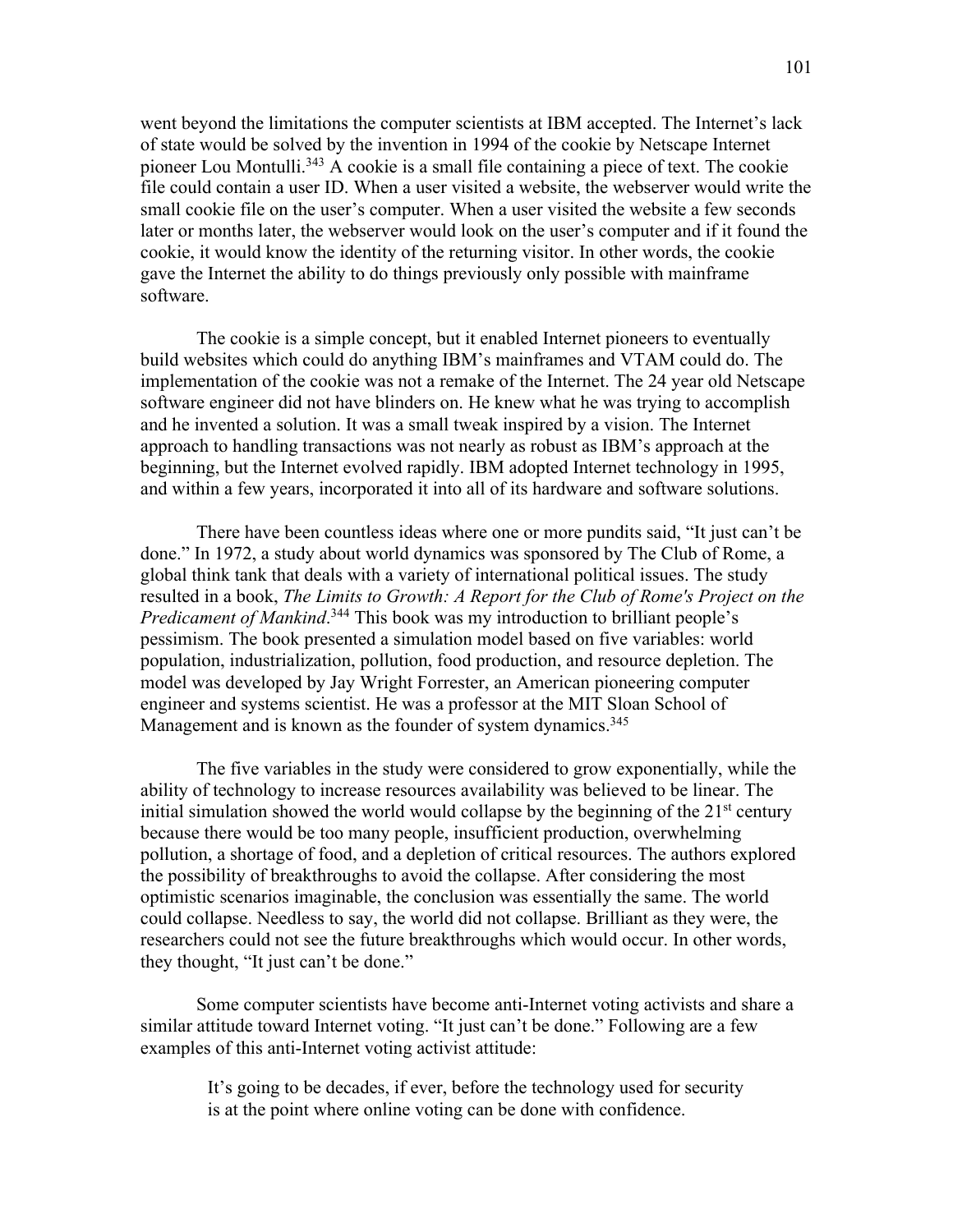went beyond the limitations the computer scientists at IBM accepted. The Internet's lack of state would be solved by the invention in 1994 of the cookie by Netscape Internet pioneer Lou Montulli.[343] A cookie is a small file containing a piece of text. The cookie file could contain a user ID. When a user visited a website, the webserver would write the small cookie file on the user's computer. When a user visited the website a few seconds later or months later, the webserver would look on the user's computer and if it found the cookie, it would know the identity of the returning visitor. In other words, the cookie gave the Internet the ability to do things previously only possible with mainframe software.

The cookie is a simple concept, but it enabled Internet pioneers to eventually build websites which could do anything IBM's mainframes and VTAM could do. The implementation of the cookie was not a remake of the Internet. The 24 year old Netscape software engineer did not have blinders on. He knew what he was trying to accomplish and he invented a solution. It was a small tweak inspired by a vision. The Internet approach to handling transactions was not nearly as robust as IBM's approach at the beginning, but the Internet evolved rapidly. IBM adopted Internet technology in 1995, and within a few years, incorporated it into all of its hardware and software solutions.

There have been countless ideas where one or more pundits said, "It just can't be done." In 1972, a study about world dynamics was sponsored by The Club of Rome, a global think tank that deals with a variety of international political issues. The study resulted in a book, *The Limits to Growth: A Report for the Club of Rome's Project on the Predicament of Mankind*.[344] This book was my introduction to brilliant people's pessimism. The book presented a simulation model based on five variables: world population, industrialization, pollution, food production, and resource depletion. The model was developed by Jay Wright Forrester, an American pioneering computer engineer and systems scientist. He was a professor at the MIT Sloan School of Management and is known as the founder of system dynamics.[345]

The five variables in the study were considered to grow exponentially, while the ability of technology to increase resources availability was believed to be linear. The initial simulation showed the world would collapse by the beginning of the 21st century because there would be too many people, insufficient production, overwhelming pollution, a shortage of food, and a depletion of critical resources. The authors explored the possibility of breakthroughs to avoid the collapse. After considering the most optimistic scenarios imaginable, the conclusion was essentially the same. The world could collapse. Needless to say, the world did not collapse. Brilliant as they were, the researchers could not see the future breakthroughs which would occur. In other words, they thought, "It just can't be done."

Some computer scientists have become anti-Internet voting activists and share a similar attitude toward Internet voting. "It just can't be done." Following are a few examples of this anti-Internet voting activist attitude:

> It's going to be decades, if ever, before the technology used for security is at the point where online voting can be done with confidence.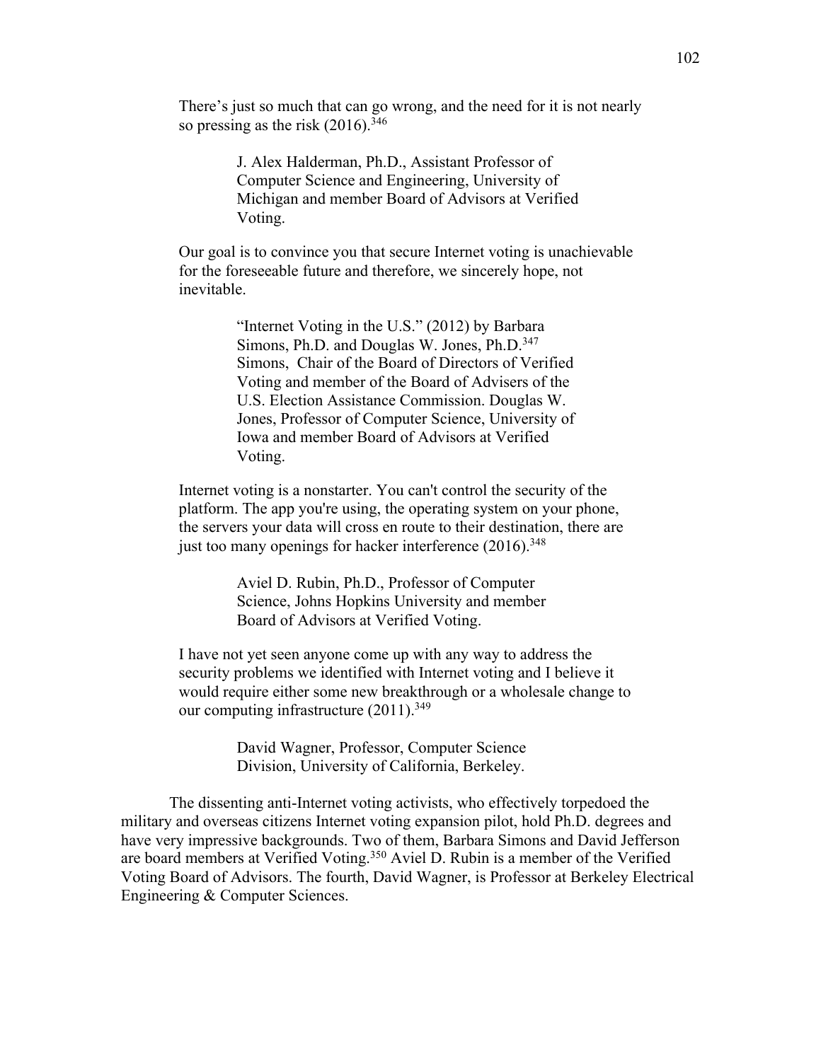> There's just so much that can go wrong, and the need for it is not nearly so pressing as the risk (2016).[346]
>
> > J. Alex Halderman, Ph.D., Assistant Professor of Computer Science and Engineering, University of Michigan and member Board of Advisors at Verified Voting.

> Our goal is to convince you that secure Internet voting is unachievable for the foreseeable future and therefore, we sincerely hope, not inevitable.
>
> > "Internet Voting in the U.S." (2012) by Barbara Simons, Ph.D. and Douglas W. Jones, Ph.D.[347] Simons, Chair of the Board of Directors of Verified Voting and member of the Board of Advisers of the U.S. Election Assistance Commission. Douglas W. Jones, Professor of Computer Science, University of Iowa and member Board of Advisors at Verified Voting.

> Internet voting is a nonstarter. You can't control the security of the platform. The app you're using, the operating system on your phone, the servers your data will cross en route to their destination, there are just too many openings for hacker interference (2016).[348]
>
> > Aviel D. Rubin, Ph.D., Professor of Computer Science, Johns Hopkins University and member Board of Advisors at Verified Voting.

> I have not yet seen anyone come up with any way to address the security problems we identified with Internet voting and I believe it would require either some new breakthrough or a wholesale change to our computing infrastructure (2011).[349]
>
> > David Wagner, Professor, Computer Science Division, University of California, Berkeley.

The dissenting anti-Internet voting activists, who effectively torpedoed the military and overseas citizens Internet voting expansion pilot, hold Ph.D. degrees and have very impressive backgrounds. Two of them, Barbara Simons and David Jefferson are board members at Verified Voting.[350] Aviel D. Rubin is a member of the Verified Voting Board of Advisors. The fourth, David Wagner, is Professor at Berkeley Electrical Engineering & Computer Sciences.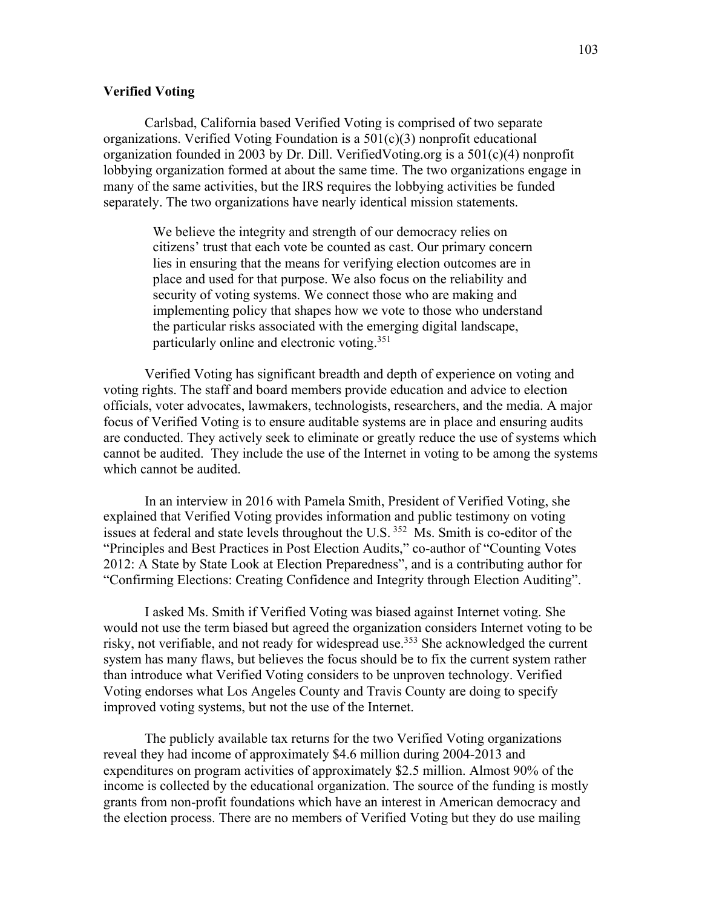**Verified Voting**

Carlsbad, California based Verified Voting is comprised of two separate organizations. Verified Voting Foundation is a 501(c)(3) nonprofit educational organization founded in 2003 by Dr. Dill. VerifiedVoting.org is a 501(c)(4) nonprofit lobbying organization formed at about the same time. The two organizations engage in many of the same activities, but the IRS requires the lobbying activities be funded separately. The two organizations have nearly identical mission statements.

> We believe the integrity and strength of our democracy relies on citizens' trust that each vote be counted as cast. Our primary concern lies in ensuring that the means for verifying election outcomes are in place and used for that purpose. We also focus on the reliability and security of voting systems. We connect those who are making and implementing policy that shapes how we vote to those who understand the particular risks associated with the emerging digital landscape, particularly online and electronic voting.[351]

Verified Voting has significant breadth and depth of experience on voting and voting rights. The staff and board members provide education and advice to election officials, voter advocates, lawmakers, technologists, researchers, and the media. A major focus of Verified Voting is to ensure auditable systems are in place and ensuring audits are conducted. They actively seek to eliminate or greatly reduce the use of systems which cannot be audited. They include the use of the Internet in voting to be among the systems which cannot be audited.

In an interview in 2016 with Pamela Smith, President of Verified Voting, she explained that Verified Voting provides information and public testimony on voting issues at federal and state levels throughout the U.S.[352] Ms. Smith is co-editor of the "Principles and Best Practices in Post Election Audits," co-author of "Counting Votes 2012: A State by State Look at Election Preparedness", and is a contributing author for "Confirming Elections: Creating Confidence and Integrity through Election Auditing".

I asked Ms. Smith if Verified Voting was biased against Internet voting. She would not use the term biased but agreed the organization considers Internet voting to be risky, not verifiable, and not ready for widespread use.[353] She acknowledged the current system has many flaws, but believes the focus should be to fix the current system rather than introduce what Verified Voting considers to be unproven technology. Verified Voting endorses what Los Angeles County and Travis County are doing to specify improved voting systems, but not the use of the Internet.

The publicly available tax returns for the two Verified Voting organizations reveal they had income of approximately \$4.6 million during 2004-2013 and expenditures on program activities of approximately \$2.5 million. Almost 90% of the income is collected by the educational organization. The source of the funding is mostly grants from non-profit foundations which have an interest in American democracy and the election process. There are no members of Verified Voting but they do use mailing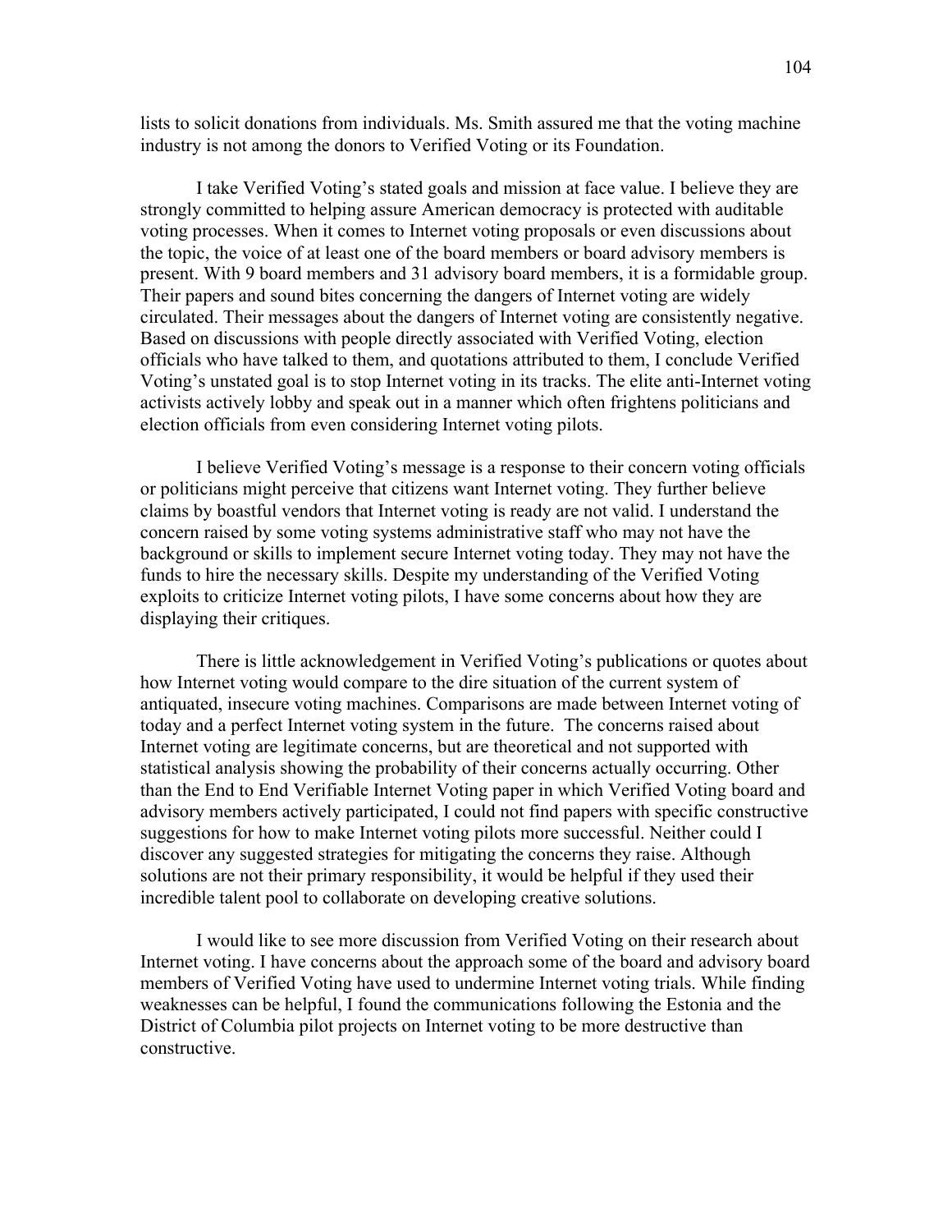lists to solicit donations from individuals. Ms. Smith assured me that the voting machine industry is not among the donors to Verified Voting or its Foundation.

I take Verified Voting's stated goals and mission at face value. I believe they are strongly committed to helping assure American democracy is protected with auditable voting processes. When it comes to Internet voting proposals or even discussions about the topic, the voice of at least one of the board members or board advisory members is present. With 9 board members and 31 advisory board members, it is a formidable group. Their papers and sound bites concerning the dangers of Internet voting are widely circulated. Their messages about the dangers of Internet voting are consistently negative. Based on discussions with people directly associated with Verified Voting, election officials who have talked to them, and quotations attributed to them, I conclude Verified Voting's unstated goal is to stop Internet voting in its tracks. The elite anti-Internet voting activists actively lobby and speak out in a manner which often frightens politicians and election officials from even considering Internet voting pilots.

I believe Verified Voting's message is a response to their concern voting officials or politicians might perceive that citizens want Internet voting. They further believe claims by boastful vendors that Internet voting is ready are not valid. I understand the concern raised by some voting systems administrative staff who may not have the background or skills to implement secure Internet voting today. They may not have the funds to hire the necessary skills. Despite my understanding of the Verified Voting exploits to criticize Internet voting pilots, I have some concerns about how they are displaying their critiques.

There is little acknowledgement in Verified Voting's publications or quotes about how Internet voting would compare to the dire situation of the current system of antiquated, insecure voting machines. Comparisons are made between Internet voting of today and a perfect Internet voting system in the future. The concerns raised about Internet voting are legitimate concerns, but are theoretical and not supported with statistical analysis showing the probability of their concerns actually occurring. Other than the End to End Verifiable Internet Voting paper in which Verified Voting board and advisory members actively participated, I could not find papers with specific constructive suggestions for how to make Internet voting pilots more successful. Neither could I discover any suggested strategies for mitigating the concerns they raise. Although solutions are not their primary responsibility, it would be helpful if they used their incredible talent pool to collaborate on developing creative solutions.

I would like to see more discussion from Verified Voting on their research about Internet voting. I have concerns about the approach some of the board and advisory board members of Verified Voting have used to undermine Internet voting trials. While finding weaknesses can be helpful, I found the communications following the Estonia and the District of Columbia pilot projects on Internet voting to be more destructive than constructive.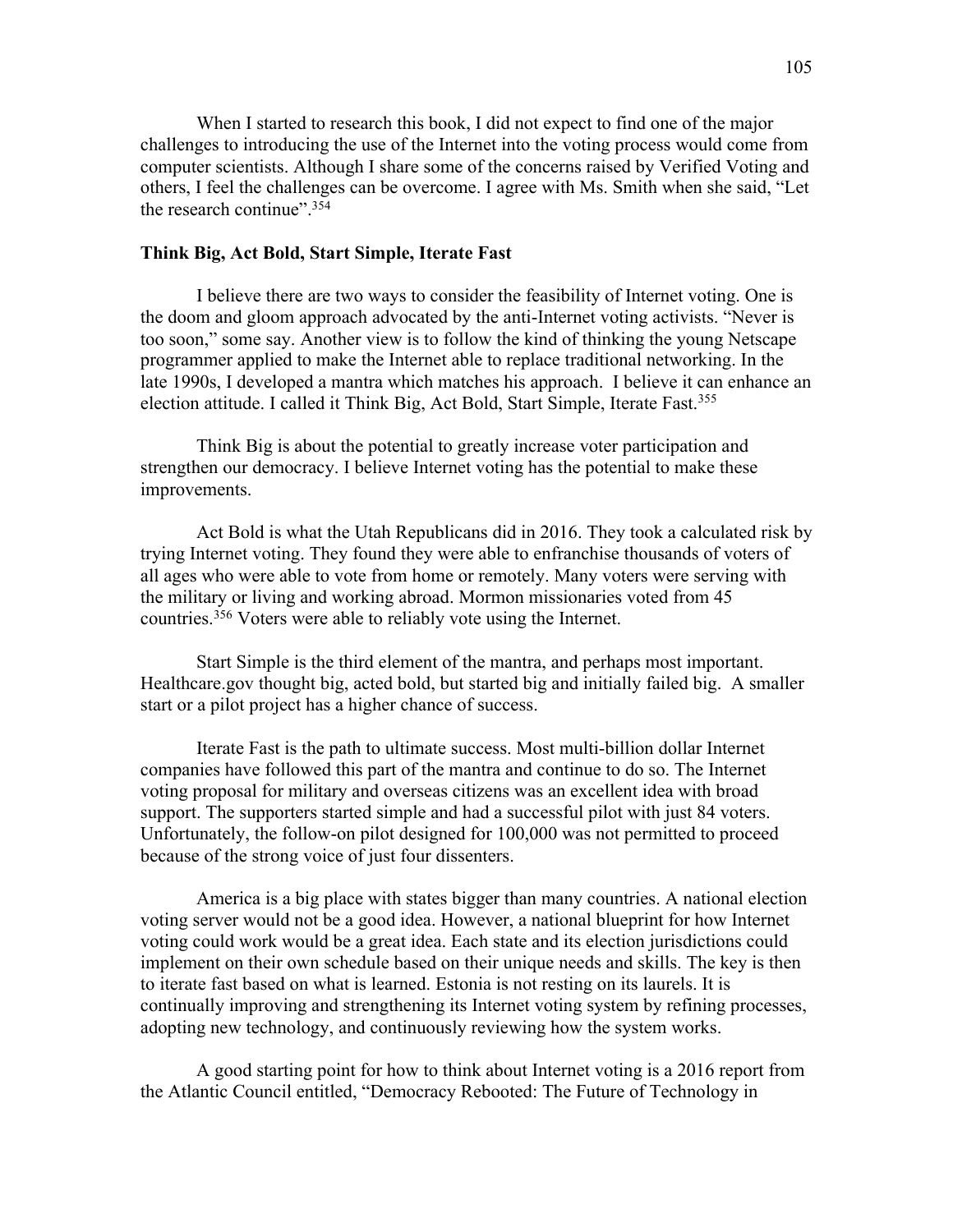When I started to research this book, I did not expect to find one of the major challenges to introducing the use of the Internet into the voting process would come from computer scientists. Although I share some of the concerns raised by Verified Voting and others, I feel the challenges can be overcome. I agree with Ms. Smith when she said, "Let the research continue".[354]

**Think Big, Act Bold, Start Simple, Iterate Fast**

I believe there are two ways to consider the feasibility of Internet voting. One is the doom and gloom approach advocated by the anti-Internet voting activists. "Never is too soon," some say. Another view is to follow the kind of thinking the young Netscape programmer applied to make the Internet able to replace traditional networking. In the late 1990s, I developed a mantra which matches his approach. I believe it can enhance an election attitude. I called it Think Big, Act Bold, Start Simple, Iterate Fast.[355]

Think Big is about the potential to greatly increase voter participation and strengthen our democracy. I believe Internet voting has the potential to make these improvements.

Act Bold is what the Utah Republicans did in 2016. They took a calculated risk by trying Internet voting. They found they were able to enfranchise thousands of voters of all ages who were able to vote from home or remotely. Many voters were serving with the military or living and working abroad. Mormon missionaries voted from 45 countries.[356] Voters were able to reliably vote using the Internet.

Start Simple is the third element of the mantra, and perhaps most important. Healthcare.gov thought big, acted bold, but started big and initially failed big. A smaller start or a pilot project has a higher chance of success.

Iterate Fast is the path to ultimate success. Most multi-billion dollar Internet companies have followed this part of the mantra and continue to do so. The Internet voting proposal for military and overseas citizens was an excellent idea with broad support. The supporters started simple and had a successful pilot with just 84 voters. Unfortunately, the follow-on pilot designed for 100,000 was not permitted to proceed because of the strong voice of just four dissenters.

America is a big place with states bigger than many countries. A national election voting server would not be a good idea. However, a national blueprint for how Internet voting could work would be a great idea. Each state and its election jurisdictions could implement on their own schedule based on their unique needs and skills. The key is then to iterate fast based on what is learned. Estonia is not resting on its laurels. It is continually improving and strengthening its Internet voting system by refining processes, adopting new technology, and continuously reviewing how the system works.

A good starting point for how to think about Internet voting is a 2016 report from the Atlantic Council entitled, "Democracy Rebooted: The Future of Technology in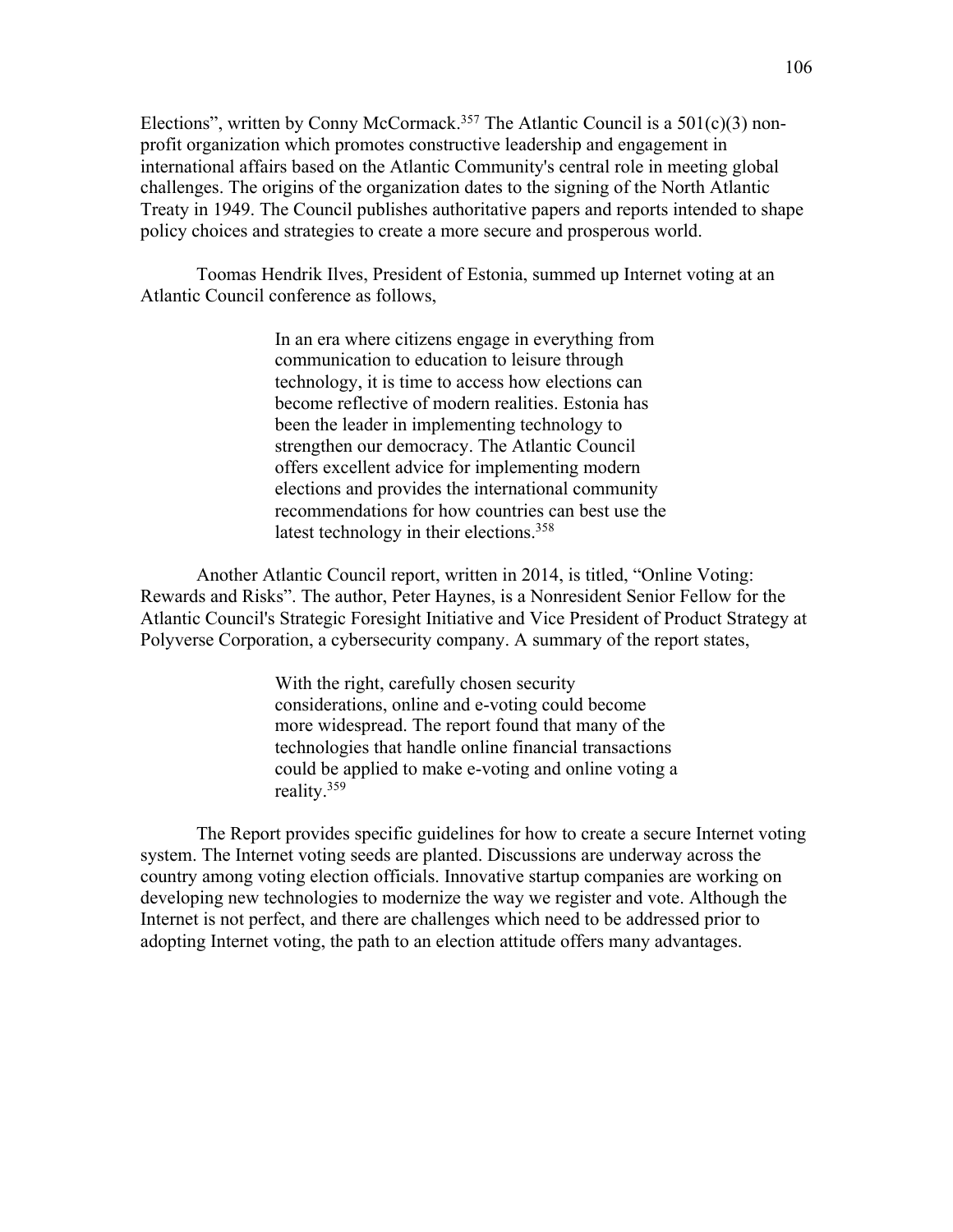Elections", written by Conny McCormack.[357] The Atlantic Council is a 501(c)(3) non-profit organization which promotes constructive leadership and engagement in international affairs based on the Atlantic Community's central role in meeting global challenges. The origins of the organization dates to the signing of the North Atlantic Treaty in 1949. The Council publishes authoritative papers and reports intended to shape policy choices and strategies to create a more secure and prosperous world.

Toomas Hendrik Ilves, President of Estonia, summed up Internet voting at an Atlantic Council conference as follows,

> In an era where citizens engage in everything from communication to education to leisure through technology, it is time to access how elections can become reflective of modern realities. Estonia has been the leader in implementing technology to strengthen our democracy. The Atlantic Council offers excellent advice for implementing modern elections and provides the international community recommendations for how countries can best use the latest technology in their elections.[358]

Another Atlantic Council report, written in 2014, is titled, "Online Voting: Rewards and Risks". The author, Peter Haynes, is a Nonresident Senior Fellow for the Atlantic Council's Strategic Foresight Initiative and Vice President of Product Strategy at Polyverse Corporation, a cybersecurity company. A summary of the report states,

> With the right, carefully chosen security considerations, online and e-voting could become more widespread. The report found that many of the technologies that handle online financial transactions could be applied to make e-voting and online voting a reality.[359]

The Report provides specific guidelines for how to create a secure Internet voting system. The Internet voting seeds are planted. Discussions are underway across the country among voting election officials. Innovative startup companies are working on developing new technologies to modernize the way we register and vote. Although the Internet is not perfect, and there are challenges which need to be addressed prior to adopting Internet voting, the path to an election attitude offers many advantages.